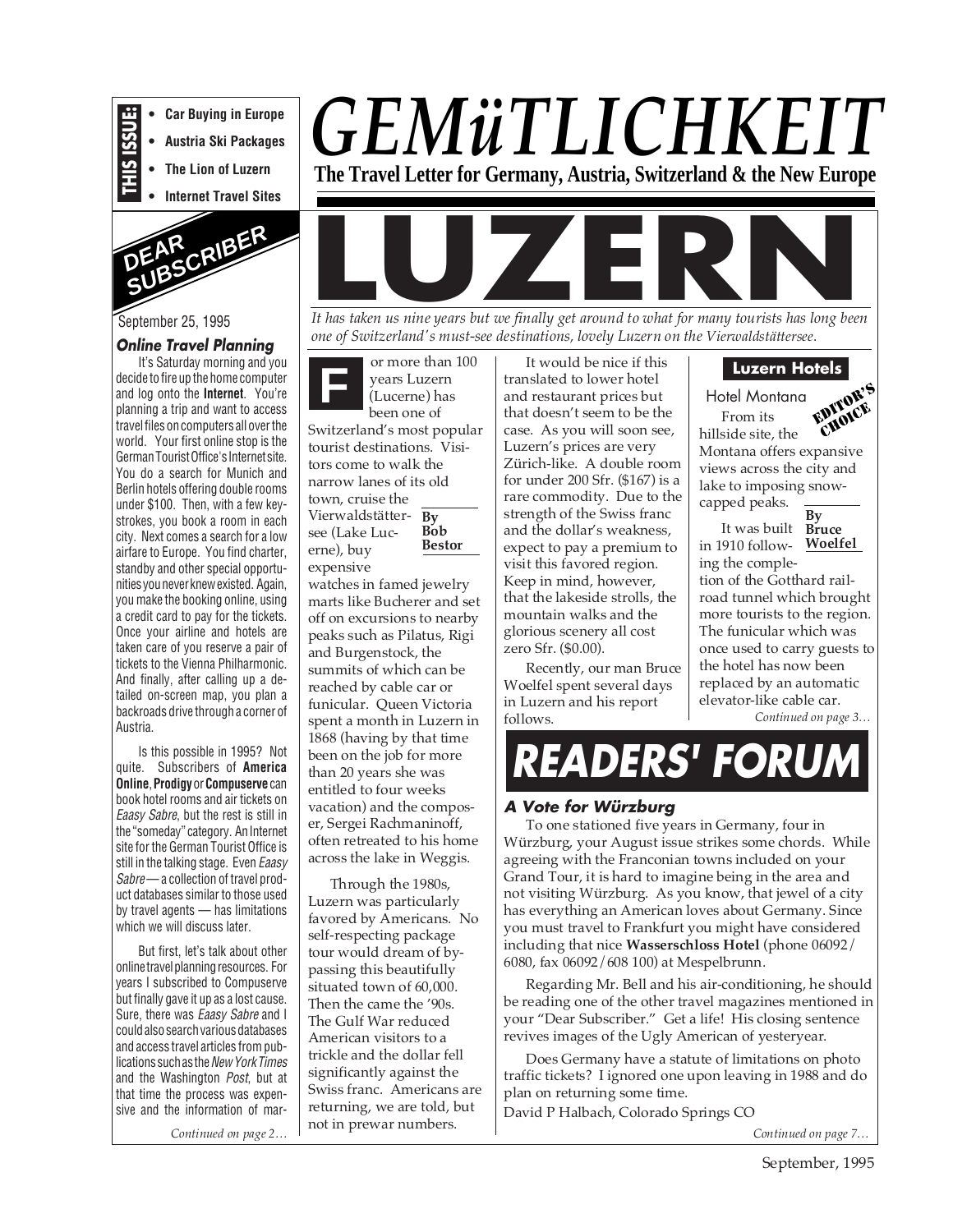**THIS ISSUE:**

- Car Buying in Europe
- Austria Ski Packages
- The Lion of Luzern
- Internet Travel Sites

# *GEMüTLICHKEIT*

**The Travel Letter for Germany, Austria, Switzerland & the New Europe**

## DEAR SUBSCRIBER

September 25, 1995

### *Online Travel Planning*

It's Saturday morning and you decide to fire up the home computer and log onto the **Internet**. You're planning a trip and want to access travel files on computers all over the world. Your first online stop is the German Tourist Office's Internet site. You do a search for Munich and Berlin hotels offering double rooms under $100. Then, with a few keystrokes, you book a room in each city. Next comes a search for a low airfare to Europe. You find charter, standby and other special opportunities you never knew existed. Again, you make the booking online, using a credit card to pay for the tickets. Once your airline and hotels are taken care of you reserve a pair of tickets to the Vienna Philharmonic. And finally, after calling up a detailed on-screen map, you plan a backroads drive through a corner of Austria.

Is this possible in 1995? Not quite. Subscribers of **America Online**, **Prodigy** or **Compuserve** can book hotel rooms and air tickets on *Eaasy Sabre*, but the rest is still in the "someday" category. An Internet site for the German Tourist Office is still in the talking stage. Even *Eaasy Sabre* — a collection of travel product databases similar to those used by travel agents — has limitations which we will discuss later.

But first, let's talk about other online travel planning resources. For years I subscribed to Compuserve but finally gave it up as a lost cause. Sure, there was *Eaasy Sabre* and I could also search various databases and access travel articles from publications such as the *New York Times* and the Washington *Post*, but at that time the process was expensive and the information of mar-

*Continued on page 2…*

# LUZERN

*It has taken us nine years but we finally get around to what for many tourists has long been one of Switzerland's must-see destinations, lovely Luzern on the Vierwaldstättersee.*

**By Bob Bestor**

For more than 100 years Luzern (Lucerne) has been one of Switzerland's most popular tourist destinations. Visitors come to walk the narrow lanes of its old town, cruise the Vierwaldstättersee (Lake Lucerne), buy expensive watches in famed jewelry marts like Bucherer and set off on excursions to nearby peaks such as Pilatus, Rigi and Burgenstock, the summits of which can be reached by cable car or funicular. Queen Victoria spent a month in Luzern in 1868 (having by that time been on the job for more than 20 years she was entitled to four weeks vacation) and the composer, Sergei Rachmaninoff, often retreated to his home across the lake in Weggis.

Through the 1980s, Luzern was particularly favored by Americans. No self-respecting package tour would dream of bypassing this beautifully situated town of 60,000. Then the came the '90s. The Gulf War reduced American visitors to a trickle and the dollar fell significantly against the Swiss franc. Americans are returning, we are told, but not in prewar numbers.

It would be nice if this translated to lower hotel and restaurant prices but that doesn't seem to be the case. As you will soon see, Luzern's prices are very Zürich-like. A double room for under 200 Sfr. ($167) is a rare commodity. Due to the strength of the Swiss franc and the dollar's weakness, expect to pay a premium to visit this favored region. Keep in mind, however, that the lakeside strolls, the mountain walks and the glorious scenery all cost zero Sfr. ($0.00).

Recently, our man Bruce Woelfel spent several days in Luzern and his report follows.

### Luzern Hotels

**By Bruce Woelfel**

Hotel Montana

EDITOR'S CHOICE

From its hillside site, the Montana offers expansive views across the city and lake to imposing snow-capped peaks.

It was built in 1910 following the completion of the Gotthard railroad tunnel which brought more tourists to the region. The funicular which was once used to carry guests to the hotel has now been replaced by an automatic elevator-like cable car.

*Continued on page 3…*

# READERS' FORUM

### *A Vote for Würzburg*

To one stationed five years in Germany, four in Würzburg, your August issue strikes some chords. While agreeing with the Franconian towns included on your Grand Tour, it is hard to imagine being in the area and not visiting Würzburg. As you know, that jewel of a city has everything an American loves about Germany. Since you must travel to Frankfurt you might have considered including that nice **Wasserschloss Hotel** (phone 06092/6080, fax 06092/608 100) at Mespelbrunn.

Regarding Mr. Bell and his air-conditioning, he should be reading one of the other travel magazines mentioned in your "Dear Subscriber." Get a life! His closing sentence revives images of the Ugly American of yesteryear.

Does Germany have a statute of limitations on photo traffic tickets? I ignored one upon leaving in 1988 and do plan on returning some time.

David P Halbach, Colorado Springs CO

*Continued on page 7…*

September, 1995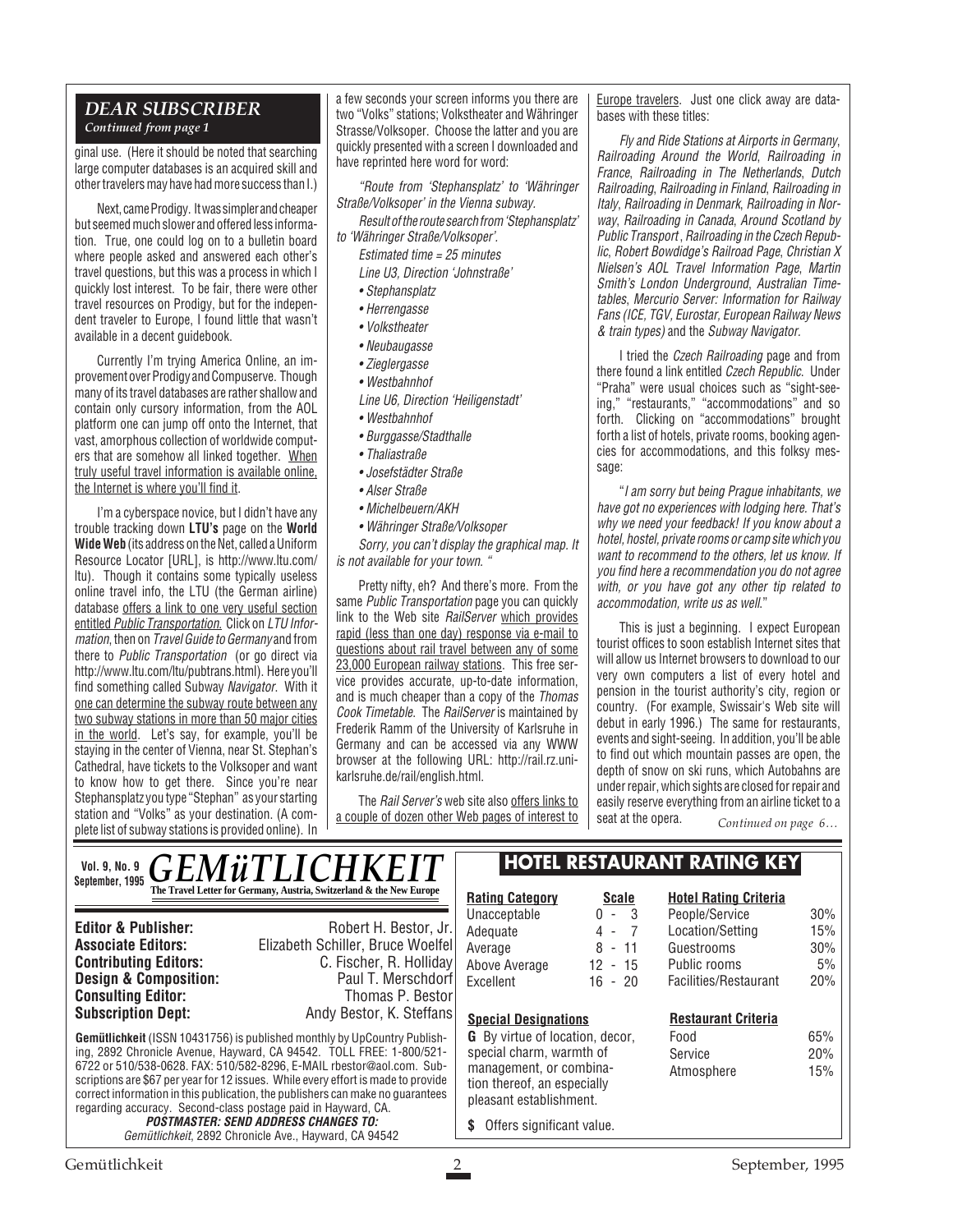## DEAR SUBSCRIBER

*Continued from page 1*

ginal use. (Here it should be noted that searching large computer databases is an acquired skill and other travelers may have had more success than I.)

Next, came Prodigy. It was simpler and cheaper but seemed much slower and offered less information. True, one could log on to a bulletin board where people asked and answered each other's travel questions, but this was a process in which I quickly lost interest. To be fair, there were other travel resources on Prodigy, but for the independent traveler to Europe, I found little that wasn't available in a decent guidebook.

Currently I'm trying America Online, an improvement over Prodigy and Compuserve. Though many of its travel databases are rather shallow and contain only cursory information, from the AOL platform one can jump off onto the Internet, that vast, amorphous collection of worldwide computers that are somehow all linked together. When truly useful travel information is available online, the Internet is where you'll find it.

I'm a cyberspace novice, but I didn't have any trouble tracking down **LTU's** page on the **World Wide Web** (its address on the Net, called a Uniform Resource Locator [URL], is http://www.ltu.com/ltu). Though it contains some typically useless online travel info, the LTU (the German airline) database offers a link to one very useful section entitled *Public Transportation.* Click on *LTU Information*, then on *Travel Guide to Germany* and from there to *Public Transportation* (or go direct via http://www.ltu.com/ltu/pubtrans.html). Here you'll find something called Subway *Navigator*. With it one can determine the subway route between any two subway stations in more than 50 major cities in the world. Let's say, for example, you'll be staying in the center of Vienna, near St. Stephan's Cathedral, have tickets to the Volksoper and want to know how to get there. Since you're near Stephansplatz you type "Stephan" as your starting station and "Volks" as your destination. (A complete list of subway stations is provided online). In a few seconds your screen informs you there are two "Volks" stations; Volkstheater and Währinger Strasse/Volksoper. Choose the latter and you are quickly presented with a screen I downloaded and have reprinted here word for word:

*"Route from 'Stephansplatz' to 'Währinger Straße/Volksoper' in the Vienna subway.*

*Result of the route search from 'Stephansplatz' to 'Währinger Straße/Volksoper'.*

*Estimated time = 25 minutes*

*Line U3, Direction 'Johnstraße'*

- *Stephansplatz*
- *Herrengasse*
- *Volkstheater*
- *Neubaugasse*
- *Zieglergasse*
- *Westbahnhof*

*Line U6, Direction 'Heiligenstadt'*

- *Westbahnhof*
- *Burggasse/Stadthalle*
- *Thaliastraße*
- *Josefstädter Straße*
- *Alser Straße*
- *Michelbeuern/AKH*
- *Währinger Straße/Volksoper*

*Sorry, you can't display the graphical map. It is not available for your town. "*

Pretty nifty, eh? And there's more. From the same *Public Transportation* page you can quickly link to the Web site *RailServer* which provides rapid (less than one day) response via e-mail to questions about rail travel between any of some 23,000 European railway stations. This free service provides accurate, up-to-date information, and is much cheaper than a copy of the *Thomas Cook Timetable*. The *RailServer* is maintained by Frederik Ramm of the University of Karlsruhe in Germany and can be accessed via any WWW browser at the following URL: http://rail.rz.uni-karlsruhe.de/rail/english.html.

The *Rail Server's* web site also offers links to a couple of dozen other Web pages of interest to Europe travelers. Just one click away are databases with these titles:

*Fly and Ride Stations at Airports in Germany*, *Railroading Around the World*, *Railroading in France*, *Railroading in The Netherlands*, *Dutch Railroading*, *Railroading in Finland*, *Railroading in Italy*, *Railroading in Denmark*, *Railroading in Norway*, *Railroading in Canada*, *Around Scotland by Public Transport*, *Railroading in the Czech Republic*, *Robert Bowdidge's Railroad Page*, *Christian X Nielsen's AOL Travel Information Page*, *Martin Smith's London Underground*, *Australian Timetables*, *Mercurio Server: Information for Railway Fans (ICE, TGV, Eurostar, European Railway News & train types)* and the *Subway Navigator.*

I tried the *Czech Railroading* page and from there found a link entitled *Czech Republic*. Under "Praha" were usual choices such as "sight-seeing," "restaurants," "accommodations" and so forth. Clicking on "accommodations" brought forth a list of hotels, private rooms, booking agencies for accommodations, and this folksy message:

"*I am sorry but being Prague inhabitants, we have got no experiences with lodging here. That's why we need your feedback! If you know about a hotel, hostel, private rooms or camp site which you want to recommend to the others, let us know. If you find here a recommendation you do not agree with, or you have got any other tip related to accommodation, write us as well.*"

This is just a beginning. I expect European tourist offices to soon establish Internet sites that will allow us Internet browsers to download to our very own computers a list of every hotel and pension in the tourist authority's city, region or country. (For example, Swissair's Web site will debut in early 1996.) The same for restaurants, events and sight-seeing. In addition, you'll be able to find out which mountain passes are open, the depth of snow on ski runs, which Autobahns are under repair, which sights are closed for repair and easily reserve everything from an airline ticket to a seat at the opera.

*Continued on page 6…*

---

**Vol. 9, No. 9**
**September, 1995**

# GEMüTLICHKEIT

**The Travel Letter for Germany, Austria, Switzerland & the New Europe**

**Editor & Publisher:** Robert H. Bestor, Jr.
**Associate Editors:** Elizabeth Schiller, Bruce Woelfel
**Contributing Editors:** C. Fischer, R. Holliday
**Design & Composition:** Paul T. Merschdorf
**Consulting Editor:** Thomas P. Bestor
**Subscription Dept:** Andy Bestor, K. Steffans

**Gemütlichkeit** (ISSN 10431756) is published monthly by UpCountry Publishing, 2892 Chronicle Avenue, Hayward, CA 94542. TOLL FREE: 1-800/521-6722 or 510/538-0628. FAX: 510/582-8296, E-MAIL rbestor@aol.com. Subscriptions are $67 per year for 12 issues. While every effort is made to provide correct information in this publication, the publishers can make no guarantees regarding accuracy. Second-class postage paid in Hayward, CA.

***POSTMASTER: SEND ADDRESS CHANGES TO:***
*Gemütlichkeit*, 2892 Chronicle Ave., Hayward, CA 94542

## HOTEL RESTAURANT RATING KEY

| Rating Category | Scale |
|---|---|
| Unacceptable | 0 - 3 |
| Adequate | 4 - 7 |
| Average | 8 - 11 |
| Above Average | 12 - 15 |
| Excellent | 16 - 20 |

| Hotel Rating Criteria | |
|---|---|
| People/Service | 30% |
| Location/Setting | 15% |
| Guestrooms | 30% |
| Public rooms | 5% |
| Facilities/Restaurant | 20% |

**Special Designations**

**G** By virtue of location, decor, special charm, warmth of management, or combination thereof, an especially pleasant establishment.

**$** Offers significant value.

| Restaurant Criteria | |
|---|---|
| Food | 65% |
| Service | 20% |
| Atmosphere | 15% |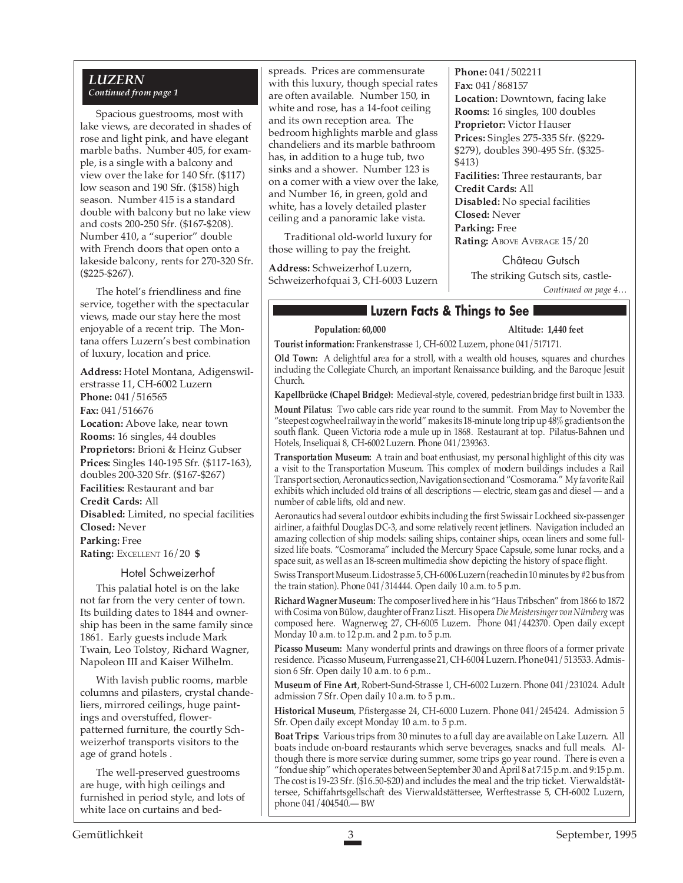## LUZERN

*Continued from page 1*

Spacious guestrooms, most with lake views, are decorated in shades of rose and light pink, and have elegant marble baths. Number 405, for example, is a single with a balcony and view over the lake for 140 Sfr. ($117) low season and 190 Sfr. ($158) high season. Number 415 is a standard double with balcony but no lake view and costs 200-250 Sfr. ($167-$208). Number 410, a "superior" double with French doors that open onto a lakeside balcony, rents for 270-320 Sfr. ($225-$267).

The hotel's friendliness and fine service, together with the spectacular views, made our stay here the most enjoyable of a recent trip. The Montana offers Luzern's best combination of luxury, location and price.

**Address:** Hotel Montana, Adigenswilerstrasse 11, CH-6002 Luzern
**Phone:** 041/516565
**Fax:** 041/516676
**Location:** Above lake, near town
**Rooms:** 16 singles, 44 doubles
**Proprietors:** Brioni & Heinz Gubser
**Prices:** Singles 140-195 Sfr. ($117-163), doubles 200-320 Sfr. ($167-$267)
**Facilities:** Restaurant and bar
**Credit Cards:** All
**Disabled:** Limited, no special facilities
**Closed:** Never
**Parking:** Free
**Rating:** EXCELLENT 16/20 **$**

### Hotel Schweizerhof

This palatial hotel is on the lake not far from the very center of town. Its building dates to 1844 and ownership has been in the same family since 1861. Early guests include Mark Twain, Leo Tolstoy, Richard Wagner, Napoleon III and Kaiser Wilhelm.

With lavish public rooms, marble columns and pilasters, crystal chandeliers, mirrored ceilings, huge paintings and overstuffed, flower-patterned furniture, the courtly Schweizerhof transports visitors to the age of grand hotels .

The well-preserved guestrooms are huge, with high ceilings and furnished in period style, and lots of white lace on curtains and bedspreads. Prices are commensurate with this luxury, though special rates are often available. Number 150, in white and rose, has a 14-foot ceiling and its own reception area. The bedroom highlights marble and glass chandeliers and its marble bathroom has, in addition to a huge tub, two sinks and a shower. Number 123 is on a corner with a view over the lake, and Number 16, in green, gold and white, has a lovely detailed plaster ceiling and a panoramic lake vista.

Traditional old-world luxury for those willing to pay the freight.

**Address:** Schweizerhof Luzern, Schweizerhofquai 3, CH-6003 Luzern
**Phone:** 041/502211
**Fax:** 041/868157
**Location:** Downtown, facing lake
**Rooms:** 16 singles, 100 doubles
**Proprietor:** Victor Hauser
**Prices:** Singles 275-335 Sfr. ($229-$279), doubles 390-495 Sfr. ($325-$413)
**Facilities:** Three restaurants, bar
**Credit Cards:** All
**Disabled:** No special facilities
**Closed:** Never
**Parking:** Free
**Rating:** ABOVE AVERAGE 15/20

### Château Gutsch

The striking Gutsch sits, castle-

*Continued on page 4…*

## Luzern Facts & Things to See

**Population: 60,000** **Altitude: 1,440 feet**

**Tourist information:** Frankenstrasse 1, CH-6002 Luzern, phone 041/517171.

**Old Town:** A delightful area for a stroll, with a wealth old houses, squares and churches including the Collegiate Church, an important Renaissance building, and the Baroque Jesuit Church.

**Kapellbrücke (Chapel Bridge):** Medieval-style, covered, pedestrian bridge first built in 1333.

**Mount Pilatus:** Two cable cars ride year round to the summit. From May to November the "steepest cogwheel railway in the world" makes its 18-minute long trip up 48% gradients on the south flank. Queen Victoria rode a mule up in 1868. Restaurant at top. Pilatus-Bahnen und Hotels, Inseliquai 8, CH-6002 Luzern. Phone 041/239363.

**Transportation Museum:** A train and boat enthusiast, my personal highlight of this city was a visit to the Transportation Museum. This complex of modern buildings includes a Rail Transport section, Aeronautics section, Navigation section and "Cosmorama." My favorite Rail exhibits which included old trains of all descriptions — electric, steam gas and diesel — and a number of cable lifts, old and new.

Aeronautics had several outdoor exhibits including the first Swissair Lockheed six-passenger airliner, a faithful Douglas DC-3, and some relatively recent jetliners. Navigation included an amazing collection of ship models: sailing ships, container ships, ocean liners and some full-sized life boats. "Cosmorama" included the Mercury Space Capsule, some lunar rocks, and a space suit, as well as an 18-screen multimedia show depicting the history of space flight.

Swiss Transport Museum. Lidostrasse 5, CH-6006 Luzern (reached in 10 minutes by #2 bus from the train station). Phone 041/314444. Open daily 10 a.m. to 5 p.m.

**Richard Wagner Museum:** The composer lived here in his "Haus Tribschen" from 1866 to 1872 with Cosima von Bülow, daughter of Franz Liszt. His opera *Die Meistersinger von Nürnberg* was composed here. Wagnerweg 27, CH-6005 Luzern. Phone 041/442370. Open daily except Monday 10 a.m. to 12 p.m. and 2 p.m. to 5 p.m.

**Picasso Museum:** Many wonderful prints and drawings on three floors of a former private residence. Picasso Museum, Furrengasse 21, CH-6004 Luzern. Phone 041/513533. Admission 6 Sfr. Open daily 10 a.m. to 6 p.m..

**Museum of Fine Art**, Robert-Sund-Strasse 1, CH-6002 Luzern. Phone 041/231024. Adult admission 7 Sfr. Open daily 10 a.m. to 5 p.m..

**Historical Museum**, Pfistergasse 24, CH-6000 Luzern. Phone 041/245424. Admission 5 Sfr. Open daily except Monday 10 a.m. to 5 p.m.

**Boat Trips:** Various trips from 30 minutes to a full day are available on Lake Luzern. All boats include on-board restaurants which serve beverages, snacks and full meals. Although there is more service during summer, some trips go year round. There is even a "fondue ship" which operates between September 30 and April 8 at 7:15 p.m. and 9:15 p.m. The cost is 19-23 Sfr. ($16.50-$20) and includes the meal and the trip ticket. Vierwaldstättersee, Schiffahrtsgellschaft des Vierwaldstättersee, Werftestrasse 5, CH-6002 Luzern, phone 041/404540.— BW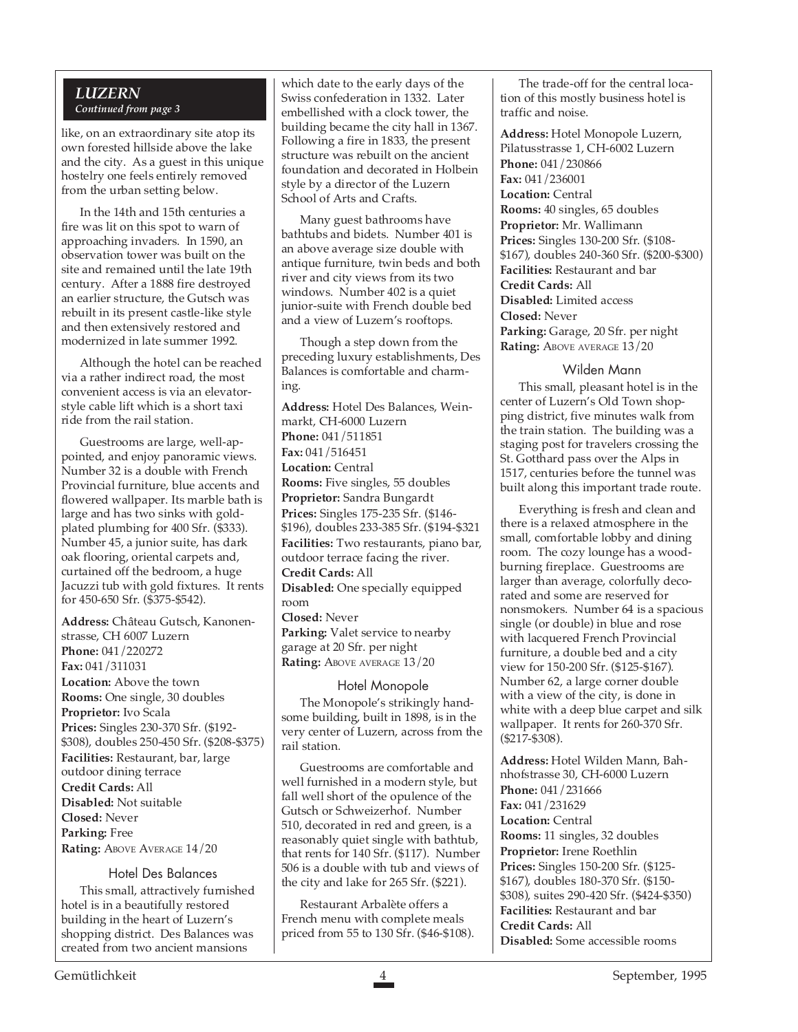## LUZERN

*Continued from page 3*

like, on an extraordinary site atop its own forested hillside above the lake and the city. As a guest in this unique hostelry one feels entirely removed from the urban setting below.

In the 14th and 15th centuries a fire was lit on this spot to warn of approaching invaders. In 1590, an observation tower was built on the site and remained until the late 19th century. After a 1888 fire destroyed an earlier structure, the Gutsch was rebuilt in its present castle-like style and then extensively restored and modernized in late summer 1992.

Although the hotel can be reached via a rather indirect road, the most convenient access is via an elevator-style cable lift which is a short taxi ride from the rail station.

Guestrooms are large, well-appointed, and enjoy panoramic views. Number 32 is a double with French Provincial furniture, blue accents and flowered wallpaper. Its marble bath is large and has two sinks with gold-plated plumbing for 400 Sfr. ($333). Number 45, a junior suite, has dark oak flooring, oriental carpets and, curtained off the bedroom, a huge Jacuzzi tub with gold fixtures. It rents for 450-650 Sfr. ($375-$542).

**Address:** Château Gutsch, Kanonenstrasse, CH 6007 Luzern
**Phone:** 041/220272
**Fax:** 041/311031
**Location:** Above the town
**Rooms:** One single, 30 doubles
**Proprietor:** Ivo Scala
**Prices:** Singles 230-370 Sfr. ($192-$308), doubles 250-450 Sfr. ($208-$375)
**Facilities:** Restaurant, bar, large outdoor dining terrace
**Credit Cards:** All
**Disabled:** Not suitable
**Closed:** Never
**Parking:** Free
**Rating:** ABOVE AVERAGE 14/20

### Hotel Des Balances

This small, attractively furnished hotel is in a beautifully restored building in the heart of Luzern's shopping district. Des Balances was created from two ancient mansions which date to the early days of the Swiss confederation in 1332. Later embellished with a clock tower, the building became the city hall in 1367. Following a fire in 1833, the present structure was rebuilt on the ancient foundation and decorated in Holbein style by a director of the Luzern School of Arts and Crafts.

Many guest bathrooms have bathtubs and bidets. Number 401 is an above average size double with antique furniture, twin beds and both river and city views from its two windows. Number 402 is a quiet junior-suite with French double bed and a view of Luzern's rooftops.

Though a step down from the preceding luxury establishments, Des Balances is comfortable and charming.

**Address:** Hotel Des Balances, Weinmarkt, CH-6000 Luzern
**Phone:** 041/511851
**Fax:** 041/516451
**Location:** Central
**Rooms:** Five singles, 55 doubles
**Proprietor:** Sandra Bungardt
**Prices:** Singles 175-235 Sfr. ($146-$196), doubles 233-385 Sfr. ($194-$321
**Facilities:** Two restaurants, piano bar, outdoor terrace facing the river.
**Credit Cards:** All
**Disabled:** One specially equipped room
**Closed:** Never
**Parking:** Valet service to nearby garage at 20 Sfr. per night
**Rating:** ABOVE AVERAGE 13/20

### Hotel Monopole

The Monopole's strikingly handsome building, built in 1898, is in the very center of Luzern, across from the rail station.

Guestrooms are comfortable and well furnished in a modern style, but fall well short of the opulence of the Gutsch or Schweizerhof. Number 510, decorated in red and green, is a reasonably quiet single with bathtub, that rents for 140 Sfr. ($117). Number 506 is a double with tub and views of the city and lake for 265 Sfr. ($221).

Restaurant Arbalète offers a French menu with complete meals priced from 55 to 130 Sfr. ($46-$108).

The trade-off for the central location of this mostly business hotel is traffic and noise.

**Address:** Hotel Monopole Luzern, Pilatusstrasse 1, CH-6002 Luzern
**Phone:** 041/230866
**Fax:** 041/236001
**Location:** Central
**Rooms:** 40 singles, 65 doubles
**Proprietor:** Mr. Wallimann
**Prices:** Singles 130-200 Sfr. ($108-$167), doubles 240-360 Sfr. ($200-$300)
**Facilities:** Restaurant and bar
**Credit Cards:** All
**Disabled:** Limited access
**Closed:** Never
**Parking:** Garage, 20 Sfr. per night
**Rating:** ABOVE AVERAGE 13/20

### Wilden Mann

This small, pleasant hotel is in the center of Luzern's Old Town shopping district, five minutes walk from the train station. The building was a staging post for travelers crossing the St. Gotthard pass over the Alps in 1517, centuries before the tunnel was built along this important trade route.

Everything is fresh and clean and there is a relaxed atmosphere in the small, comfortable lobby and dining room. The cozy lounge has a wood-burning fireplace. Guestrooms are larger than average, colorfully decorated and some are reserved for nonsmokers. Number 64 is a spacious single (or double) in blue and rose with lacquered French Provincial furniture, a double bed and a city view for 150-200 Sfr. ($125-$167). Number 62, a large corner double with a view of the city, is done in white with a deep blue carpet and silk wallpaper. It rents for 260-370 Sfr. ($217-$308).

**Address:** Hotel Wilden Mann, Bahnhofstrasse 30, CH-6000 Luzern
**Phone:** 041/231666
**Fax:** 041/231629
**Location:** Central
**Rooms:** 11 singles, 32 doubles
**Proprietor:** Irene Roethlin
**Prices:** Singles 150-200 Sfr. ($125-$167), doubles 180-370 Sfr. ($150-$308), suites 290-420 Sfr. ($424-$350)
**Facilities:** Restaurant and bar
**Credit Cards:** All
**Disabled:** Some accessible rooms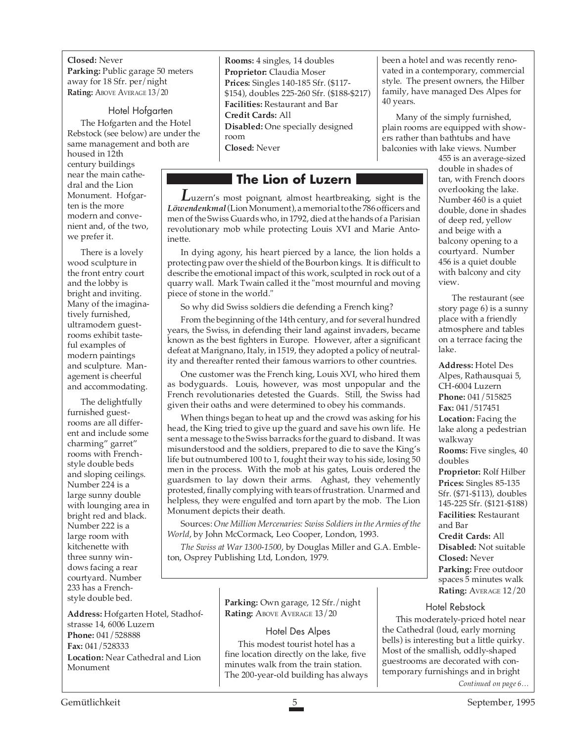**Closed:** Never
**Parking:** Public garage 50 meters away for 18 Sfr. per/night
**Rating:** ABOVE AVERAGE 13/20

### Hotel Hofgarten

The Hofgarten and the Hotel Rebstock (see below) are under the same management and both are housed in 12th century buildings near the main cathedral and the Lion Monument. Hofgarten is the more modern and convenient and, of the two, we prefer it.

There is a lovely wood sculpture in the front entry court and the lobby is bright and inviting. Many of the imaginatively furnished, ultramodern guestrooms exhibit tasteful examples of modern paintings and sculpture. Management is cheerful and accommodating.

The delightfully furnished guestrooms are all different and include some charming" garret" rooms with French-style double beds and sloping ceilings. Number 224 is a large sunny double with lounging area in bright red and black. Number 222 is a large room with kitchenette with three sunny windows facing a rear courtyard. Number 233 has a French-style double bed.

**Address:** Hofgarten Hotel, Stadhofstrasse 14, 6006 Luzern
**Phone:** 041/528888
**Fax:** 041/528333
**Location:** Near Cathedral and Lion Monument
**Rooms:** 4 singles, 14 doubles
**Proprietor:** Claudia Moser
**Prices:** Singles 140-185 Sfr. ($117-$154), doubles 225-260 Sfr. ($188-$217)
**Facilities:** Restaurant and Bar
**Credit Cards:** All
**Disabled:** One specially designed room
**Closed:** Never
**Parking:** Own garage, 12 Sfr./night
**Rating:** ABOVE AVERAGE 13/20

### Hotel Des Alpes

This modest tourist hotel has a fine location directly on the lake, five minutes walk from the train station. The 200-year-old building has always been a hotel and was recently renovated in a contemporary, commercial style. The present owners, the Hilber family, have managed Des Alpes for 40 years.

Many of the simply furnished, plain rooms are equipped with showers rather than bathtubs and have balconies with lake views. Number 455 is an average-sized double in shades of tan, with French doors overlooking the lake. Number 460 is a quiet double, done in shades of deep red, yellow and beige with a balcony opening to a courtyard. Number 456 is a quiet double with balcony and city view.

The restaurant (see story page 6) is a sunny place with a friendly atmosphere and tables on a terrace facing the lake.

**Address:** Hotel Des Alpes, Rathausquai 5, CH-6004 Luzern
**Phone:** 041/515825
**Fax:** 041/517451
**Location:** Facing the lake along a pedestrian walkway
**Rooms:** Five singles, 40 doubles
**Proprietor:** Rolf Hilber
**Prices:** Singles 85-135 Sfr. ($71-$113), doubles 145-225 Sfr. ($121-$188)
**Facilities:** Restaurant and Bar
**Credit Cards:** All
**Disabled:** Not suitable
**Closed:** Never
**Parking:** Free outdoor spaces 5 minutes walk
**Rating:** AVERAGE 12/20

### Hotel Rebstock

This moderately-priced hotel near the Cathedral (loud, early morning bells) is interesting but a little quirky. Most of the smallish, oddly-shaped guestrooms are decorated with contemporary furnishings and in bright

*Continued on page 6…*

## The Lion of Luzern

Luzern's most poignant, almost heartbreaking, sight is the ***Löwendenkmal*** (Lion Monument), a memorial to the 786 officers and men of the Swiss Guards who, in 1792, died at the hands of a Parisian revolutionary mob while protecting Louis XVI and Marie Antoinette.

In dying agony, his heart pierced by a lance, the lion holds a protecting paw over the shield of the Bourbon kings. It is difficult to describe the emotional impact of this work, sculpted in rock out of a quarry wall. Mark Twain called it the "most mournful and moving piece of stone in the world."

So why did Swiss soldiers die defending a French king?

From the beginning of the 14th century, and for several hundred years, the Swiss, in defending their land against invaders, became known as the best fighters in Europe. However, after a significant defeat at Marignano, Italy, in 1519, they adopted a policy of neutrality and thereafter rented their famous warriors to other countries.

One customer was the French king, Louis XVI, who hired them as bodyguards. Louis, however, was most unpopular and the French revolutionaries detested the Guards. Still, the Swiss had given their oaths and were determined to obey his commands.

When things began to heat up and the crowd was asking for his head, the King tried to give up the guard and save his own life. He sent a message to the Swiss barracks for the guard to disband. It was misunderstood and the soldiers, prepared to die to save the King's life but outnumbered 100 to 1, fought their way to his side, losing 50 men in the process. With the mob at his gates, Louis ordered the guardsmen to lay down their arms. Aghast, they vehemently protested, finally complying with tears of frustration. Unarmed and helpless, they were engulfed and torn apart by the mob. The Lion Monument depicts their death.

Sources: *One Million Mercenaries: Swiss Soldiers in the Armies of the World*, by John McCormack, Leo Cooper, London, 1993.

*The Swiss at War 1300-1500*, by Douglas Miller and G.A. Embleton, Osprey Publishing Ltd, London, 1979.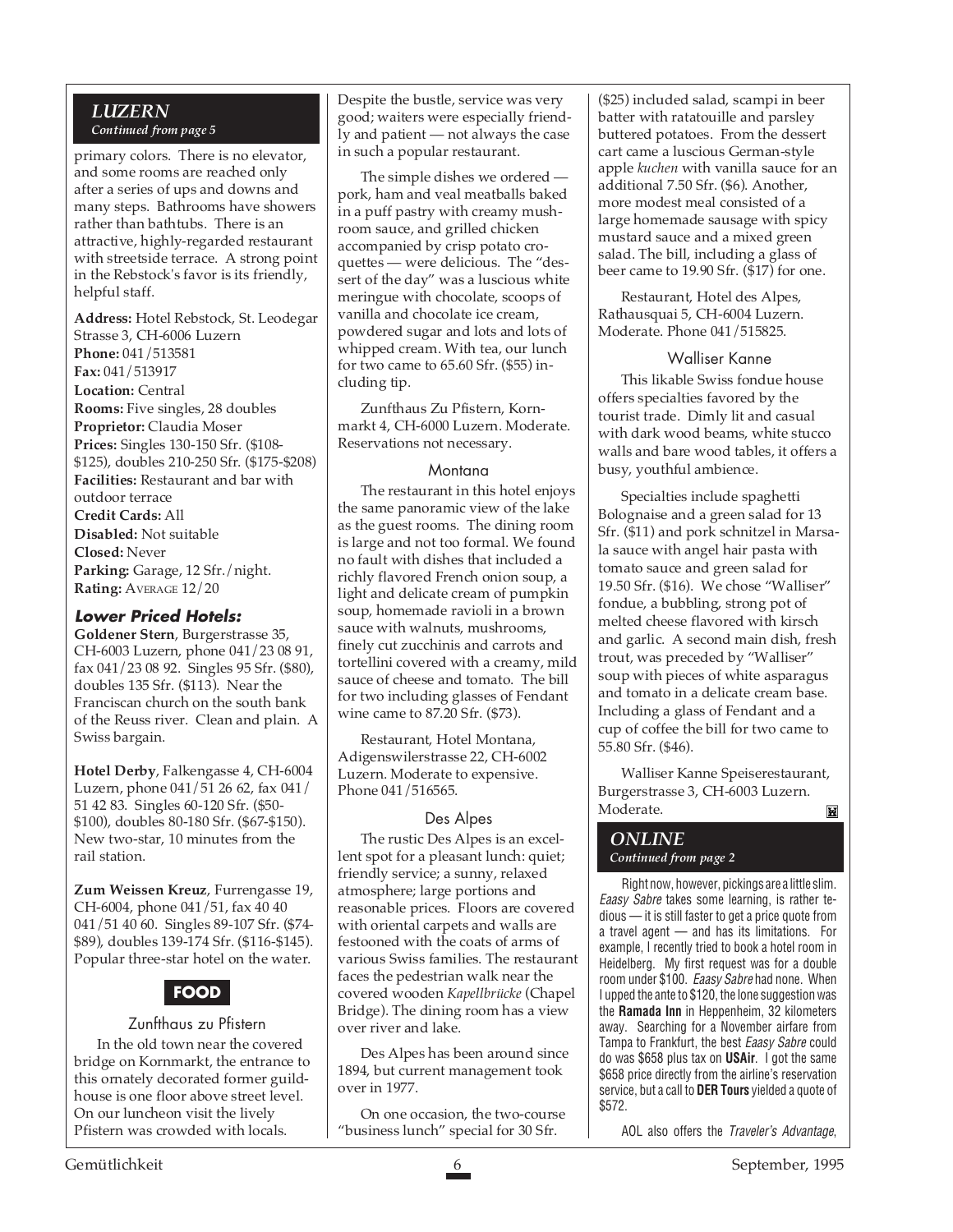## *LUZERN*

*Continued from page 5*

primary colors. There is no elevator, and some rooms are reached only after a series of ups and downs and many steps. Bathrooms have showers rather than bathtubs. There is an attractive, highly-regarded restaurant with streetside terrace. A strong point in the Rebstock's favor is its friendly, helpful staff.

**Address:** Hotel Rebstock, St. Leodegar Strasse 3, CH-6006 Luzern
**Phone:** 041/513581
**Fax:** 041/513917
**Location:** Central
**Rooms:** Five singles, 28 doubles
**Proprietor:** Claudia Moser
**Prices:** Singles 130-150 Sfr. ($108-$125), doubles 210-250 Sfr. ($175-$208)
**Facilities:** Restaurant and bar with outdoor terrace
**Credit Cards:** All
**Disabled:** Not suitable
**Closed:** Never
**Parking:** Garage, 12 Sfr./night.
**Rating:** AVERAGE 12/20

### *Lower Priced Hotels:*

**Goldener Stern**, Burgerstrasse 35, CH-6003 Luzern, phone 041/23 08 91, fax 041/23 08 92. Singles 95 Sfr. ($80), doubles 135 Sfr. ($113). Near the Franciscan church on the south bank of the Reuss river. Clean and plain. A Swiss bargain.

**Hotel Derby**, Falkengasse 4, CH-6004 Luzern, phone 041/51 26 62, fax 041/51 42 83. Singles 60-120 Sfr. ($50-$100), doubles 80-180 Sfr. ($67-$150). New two-star, 10 minutes from the rail station.

**Zum Weissen Kreuz**, Furrengasse 19, CH-6004, phone 041/51, fax 40 40 041/51 40 60. Singles 89-107 Sfr. ($74-$89), doubles 139-174 Sfr. ($116-$145). Popular three-star hotel on the water.

## FOOD

### Zunfthaus zu Pfistern

In the old town near the covered bridge on Kornmarkt, the entrance to this ornately decorated former guildhouse is one floor above street level. On our luncheon visit the lively Pfistern was crowded with locals. Despite the bustle, service was very good; waiters were especially friendly and patient — not always the case in such a popular restaurant.

The simple dishes we ordered — pork, ham and veal meatballs baked in a puff pastry with creamy mushroom sauce, and grilled chicken accompanied by crisp potato croquettes — were delicious. The "dessert of the day" was a luscious white meringue with chocolate, scoops of vanilla and chocolate ice cream, powdered sugar and lots and lots of whipped cream. With tea, our lunch for two came to 65.60 Sfr. ($55) including tip.

Zunfthaus Zu Pfistern, Kornmarkt 4, CH-6000 Luzern. Moderate. Reservations not necessary.

### Montana

The restaurant in this hotel enjoys the same panoramic view of the lake as the guest rooms. The dining room is large and not too formal. We found no fault with dishes that included a richly flavored French onion soup, a light and delicate cream of pumpkin soup, homemade ravioli in a brown sauce with walnuts, mushrooms, finely cut zucchinis and carrots and tortellini covered with a creamy, mild sauce of cheese and tomato. The bill for two including glasses of Fendant wine came to 87.20 Sfr. ($73).

Restaurant, Hotel Montana, Adigenswilerstrasse 22, CH-6002 Luzern. Moderate to expensive. Phone 041/516565.

### Des Alpes

The rustic Des Alpes is an excellent spot for a pleasant lunch: quiet; friendly service; a sunny, relaxed atmosphere; large portions and reasonable prices. Floors are covered with oriental carpets and walls are festooned with the coats of arms of various Swiss families. The restaurant faces the pedestrian walk near the covered wooden *Kapellbrücke* (Chapel Bridge). The dining room has a view over river and lake.

Des Alpes has been around since 1894, but current management took over in 1977.

On one occasion, the two-course "business lunch" special for 30 Sfr. ($25) included salad, scampi in beer batter with ratatouille and parsley buttered potatoes. From the dessert cart came a luscious German-style apple *kuchen* with vanilla sauce for an additional 7.50 Sfr. ($6). Another, more modest meal consisted of a large homemade sausage with spicy mustard sauce and a mixed green salad. The bill, including a glass of beer came to 19.90 Sfr. ($17) for one.

Restaurant, Hotel des Alpes, Rathausquai 5, CH-6004 Luzern. Moderate. Phone 041/515825.

### Walliser Kanne

This likable Swiss fondue house offers specialties favored by the tourist trade. Dimly lit and casual with dark wood beams, white stucco walls and bare wood tables, it offers a busy, youthful ambience.

Specialties include spaghetti Bolognaise and a green salad for 13 Sfr. ($11) and pork schnitzel in Marsala sauce with angel hair pasta with tomato sauce and green salad for 19.50 Sfr. ($16). We chose "Walliser" fondue, a bubbling, strong pot of melted cheese flavored with kirsch and garlic. A second main dish, fresh trout, was preceded by "Walliser" soup with pieces of white asparagus and tomato in a delicate cream base. Including a glass of Fendant and a cup of coffee the bill for two came to 55.80 Sfr. ($46).

Walliser Kanne Speiserestaurant, Burgerstrasse 3, CH-6003 Luzern. Moderate.

## *ONLINE*

*Continued from page 2*

Right now, however, pickings are a little slim. *Eaasy Sabre* takes some learning, is rather tedious — it is still faster to get a price quote from a travel agent — and has its limitations. For example, I recently tried to book a hotel room in Heidelberg. My first request was for a double room under $100. *Eaasy Sabre* had none. When I upped the ante to $120, the lone suggestion was the **Ramada Inn** in Heppenheim, 32 kilometers away. Searching for a November airfare from Tampa to Frankfurt, the best *Eaasy Sabre* could do was $658 plus tax on **USAir**. I got the same $658 price directly from the airline's reservation service, but a call to **DER Tours** yielded a quote of $572.

AOL also offers the *Traveler's Advantage*,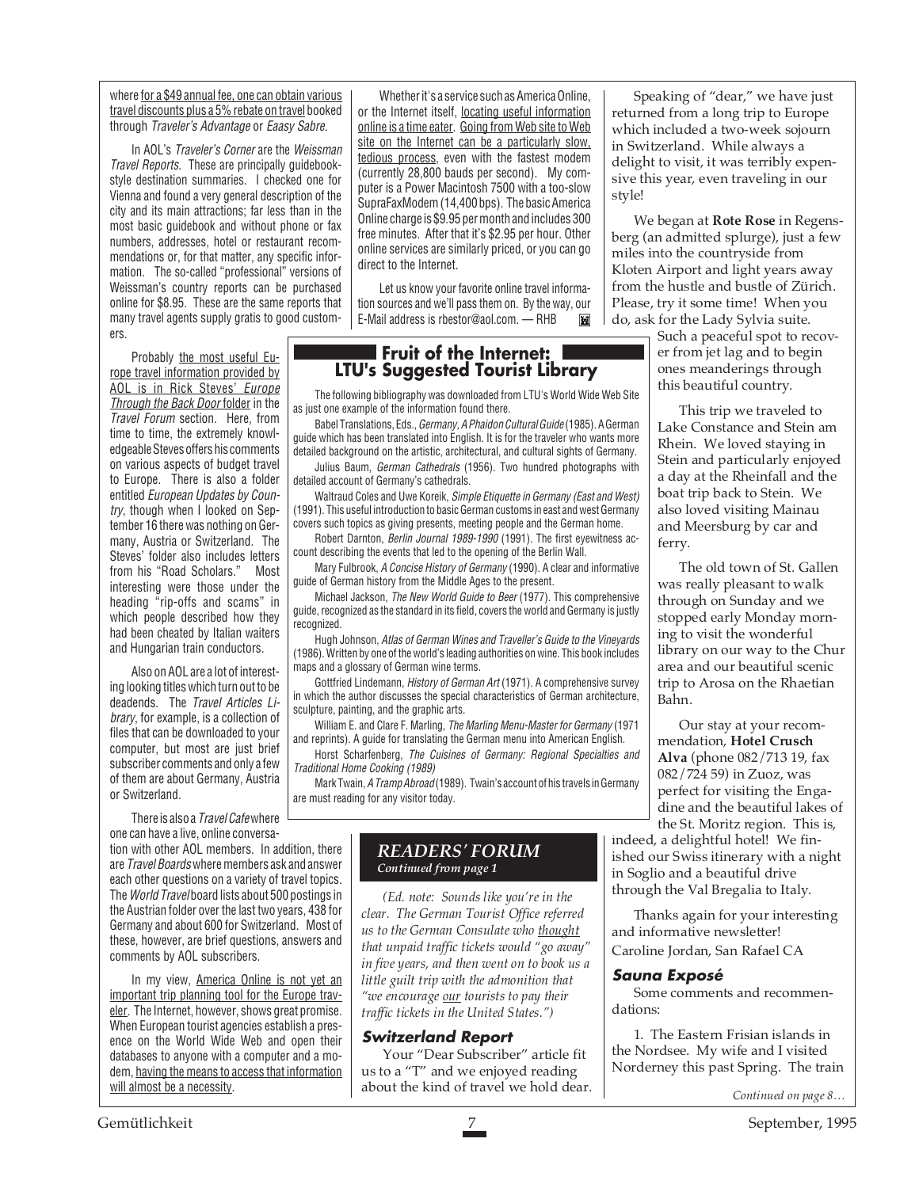where <u>for a $49 annual fee, one can obtain various travel discounts plus a 5% rebate on travel</u> booked through *Traveler's Advantage* or *Eaasy Sabre*.

In AOL's *Traveler's Corner* are the *Weissman Travel Reports*. These are principally guidebook-style destination summaries. I checked one for Vienna and found a very general description of the city and its main attractions; far less than in the most basic guidebook and without phone or fax numbers, addresses, hotel or restaurant recommendations or, for that matter, any specific information. The so-called "professional" versions of Weissman's country reports can be purchased online for $8.95. These are the same reports that many travel agents supply gratis to good customers.

Probably <u>the most useful Europe travel information provided by AOL is in Rick Steves' *Europe Through the Back Door* folder</u> in the *Travel Forum* section. Here, from time to time, the extremely knowledgeable Steves offers his comments on various aspects of budget travel to Europe. There is also a folder entitled *European Updates by Country*, though when I looked on September 16 there was nothing on Germany, Austria or Switzerland. The Steves' folder also includes letters from his "Road Scholars." Most interesting were those under the heading "rip-offs and scams" in which people described how they had been cheated by Italian waiters and Hungarian train conductors.

Also on AOL are a lot of interesting looking titles which turn out to be deadends. The *Travel Articles Library*, for example, is a collection of files that can be downloaded to your computer, but most are just brief subscriber comments and only a few of them are about Germany, Austria or Switzerland.

There is also a *Travel Cafe* where one can have a live, online conversation with other AOL members. In addition, there are *Travel Boards* where members ask and answer each other questions on a variety of travel topics. The *World Travel* board lists about 500 postings in the Austrian folder over the last two years, 438 for Germany and about 600 for Switzerland. Most of these, however, are brief questions, answers and comments by AOL subscribers.

In my view, <u>America Online is not yet an important trip planning tool for the Europe traveler</u>. The Internet, however, shows great promise. When European tourist agencies establish a presence on the World Wide Web and open their databases to anyone with a computer and a modem, <u>having the means to access that information will almost be a necessity</u>.

Whether it's a service such as America Online, or the Internet itself, <u>locating useful information online is a time eater</u>. <u>Going from Web site to Web site on the Internet can be a particularly slow, tedious process</u>, even with the fastest modem (currently 28,800 bauds per second). My computer is a Power Macintosh 7500 with a too-slow SupraFaxModem (14,400 bps). The basic America Online charge is $9.95 per month and includes 300 free minutes. After that it's $2.95 per hour. Other online services are similarly priced, or you can go direct to the Internet.

Let us know your favorite online travel information sources and we'll pass them on. By the way, our E-Mail address is rbestor@aol.com. — RHB

## Fruit of the Internet: LTU's Suggested Tourist Library

The following bibliography was downloaded from LTU's World Wide Web Site as just one example of the information found there.

Babel Translations, Eds., *Germany, A Phaidon Cultural Guide* (1985). A German guide which has been translated into English. It is for the traveler who wants more detailed background on the artistic, architectural, and cultural sights of Germany.

Julius Baum, *German Cathedrals* (1956). Two hundred photographs with detailed account of Germany's cathedrals.

Waltraud Coles and Uwe Koreik, *Simple Etiquette in Germany (East and West)* (1991). This useful introduction to basic German customs in east and west Germany covers such topics as giving presents, meeting people and the German home.

Robert Darnton, *Berlin Journal 1989-1990* (1991). The first eyewitness account describing the events that led to the opening of the Berlin Wall.

Mary Fulbrook, *A Concise History of Germany* (1990). A clear and informative guide of German history from the Middle Ages to the present.

Michael Jackson, *The New World Guide to Beer* (1977). This comprehensive guide, recognized as the standard in its field, covers the world and Germany is justly recognized.

Hugh Johnson, *Atlas of German Wines and Traveller's Guide to the Vineyards* (1986). Written by one of the world's leading authorities on wine. This book includes maps and a glossary of German wine terms.

Gottfried Lindemann, *History of German Art* (1971). A comprehensive survey in which the author discusses the special characteristics of German architecture, sculpture, painting, and the graphic arts.

William E. and Clare F. Marling, *The Marling Menu-Master for Germany* (1971 and reprints). A guide for translating the German menu into American English.

Horst Scharfenberg, *The Cuisines of Germany: Regional Specialties and Traditional Home Cooking (1989)*

Mark Twain, *A Tramp Abroad* (1989). Twain's account of his travels in Germany are must reading for any visitor today.

## *READERS' FORUM*

***Continued from page 1***

*(Ed. note: Sounds like you're in the clear. The German Tourist Office referred us to the German Consulate who <u>thought</u> that unpaid traffic tickets would "go away" in five years, and then went on to book us a little guilt trip with the admonition that "we encourage <u>our</u> tourists to pay their traffic tickets in the United States.")*

### *Switzerland Report*

Your "Dear Subscriber" article fit us to a "T" and we enjoyed reading about the kind of travel we hold dear. Speaking of "dear," we have just returned from a long trip to Europe which included a two-week sojourn in Switzerland. While always a delight to visit, it was terribly expensive this year, even traveling in our style!

We began at **Rote Rose** in Regensberg (an admitted splurge), just a few miles into the countryside from Kloten Airport and light years away from the hustle and bustle of Zürich. Please, try it some time! When you do, ask for the Lady Sylvia suite. Such a peaceful spot to recover from jet lag and to begin ones meanderings through this beautiful country.

This trip we traveled to Lake Constance and Stein am Rhein. We loved staying in Stein and particularly enjoyed a day at the Rheinfall and the boat trip back to Stein. We also loved visiting Mainau and Meersburg by car and ferry.

The old town of St. Gallen was really pleasant to walk through on Sunday and we stopped early Monday morning to visit the wonderful library on our way to the Chur area and our beautiful scenic trip to Arosa on the Rhaetian Bahn.

Our stay at your recommendation, **Hotel Crusch Alva** (phone 082/713 19, fax 082/724 59) in Zuoz, was perfect for visiting the Engadine and the beautiful lakes of the St. Moritz region. This is, indeed, a delightful hotel! We finished our Swiss itinerary with a night in Soglio and a beautiful drive through the Val Bregalia to Italy.

Thanks again for your interesting and informative newsletter!
Caroline Jordan, San Rafael CA

### *Sauna Exposé*

Some comments and recommendations:

1. The Eastern Frisian islands in the Nordsee. My wife and I visited Norderney this past Spring. The train

*Continued on page 8…*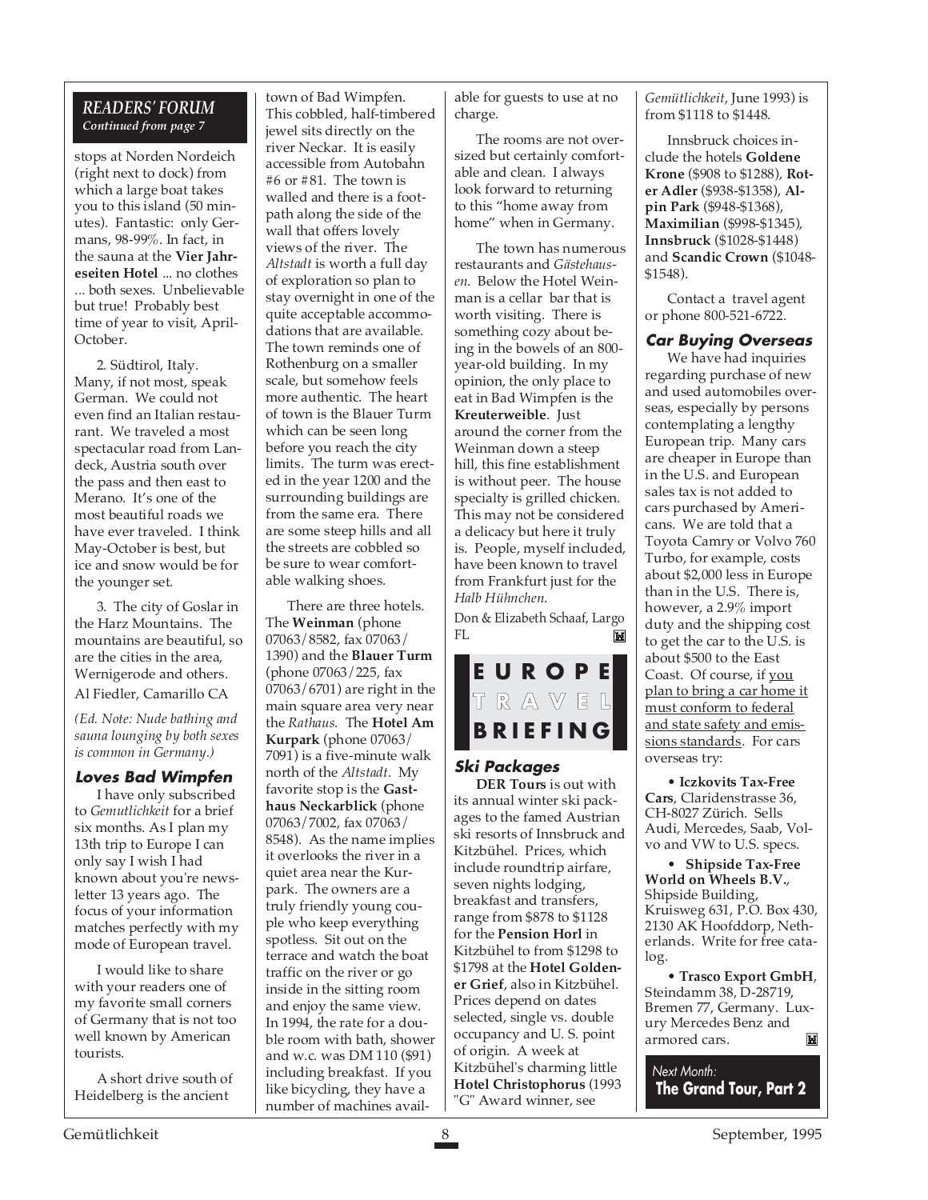*READERS' FORUM*
*Continued from page 7*

stops at Norden Nordeich (right next to dock) from which a large boat takes you to this island (50 minutes). Fantastic: only Germans, 98-99%. In fact, in the sauna at the **Vier Jahreseiten Hotel** ... no clothes ... both sexes. Unbelievable but true! Probably best time of year to visit, April-October.

2. Südtirol, Italy. Many, if not most, speak German. We could not even find an Italian restaurant. We traveled a most spectacular road from Landeck, Austria south over the pass and then east to Merano. It's one of the most beautiful roads we have ever traveled. I think May-October is best, but ice and snow would be for the younger set.

3. The city of Goslar in the Harz Mountains. The mountains are beautiful, so are the cities in the area, Wernigerode and others.

Al Fiedler, Camarillo CA

*(Ed. Note: Nude bathing and sauna lounging by both sexes is common in Germany.)*

### Loves Bad Wimpfen

I have only subscribed to *Gemütlichkeit* for a brief six months. As I plan my 13th trip to Europe I can only say I wish I had known about you're newsletter 13 years ago. The focus of your information matches perfectly with my mode of European travel.

I would like to share with your readers one of my favorite small corners of Germany that is not too well known by American tourists.

A short drive south of Heidelberg is the ancient town of Bad Wimpfen. This cobbled, half-timbered jewel sits directly on the river Neckar. It is easily accessible from Autobahn #6 or #81. The town is walled and there is a footpath along the side of the wall that offers lovely views of the river. The *Altstadt* is worth a full day of exploration so plan to stay overnight in one of the quite acceptable accommodations that are available. The town reminds one of Rothenburg on a smaller scale, but somehow feels more authentic. The heart of town is the Blauer Turm which can be seen long before you reach the city limits. The turm was erected in the year 1200 and the surrounding buildings are from the same era. There are some steep hills and all the streets are cobbled so be sure to wear comfortable walking shoes.

There are three hotels. The **Weinman** (phone 07063/8582, fax 07063/1390) and the **Blauer Turm** (phone 07063/225, fax 07063/6701) are right in the main square area very near the *Rathaus*. The **Hotel Am Kurpark** (phone 07063/7091) is a five-minute walk north of the *Altstadt*. My favorite stop is the **Gasthaus Neckarblick** (phone 07063/7002, fax 07063/8548). As the name implies it overlooks the river in a quiet area near the Kurpark. The owners are a truly friendly young couple who keep everything spotless. Sit out on the terrace and watch the boat traffic on the river or go inside in the sitting room and enjoy the same view. In 1994, the rate for a double room with bath, shower and w.c. was DM 110 ($91) including breakfast. If you like bicycling, they have a number of machines available for guests to use at no charge.

The rooms are not oversized but certainly comfortable and clean. I always look forward to returning to this "home away from home" when in Germany.

The town has numerous restaurants and *Gästehausen*. Below the Hotel Weinman is a cellar bar that is worth visiting. There is something cozy about being in the bowels of an 800-year-old building. In my opinion, the only place to eat in Bad Wimpfen is the **Kreuterweible**. Just around the corner from the Weinman down a steep hill, this fine establishment is without peer. The house specialty is grilled chicken. This may not be considered a delicacy but here it truly is. People, myself included, have been known to travel from Frankfurt just for the *Halb Hühnchen*.

Don & Elizabeth Schaaf, Largo FL

## EUROPE TRAVEL BRIEFING

### Ski Packages

**DER Tours** is out with its annual winter ski packages to the famed Austrian ski resorts of Innsbruck and Kitzbühel. Prices, which include roundtrip airfare, seven nights lodging, breakfast and transfers, range from $878 to $1128 for the **Pension Horl** in Kitzbühel to from $1298 to $1798 at the **Hotel Goldener Grief**, also in Kitzbühel. Prices depend on dates selected, single vs. double occupancy and U. S. point of origin. A week at Kitzbühel's charming little **Hotel Christophorus** (1993 "G" Award winner, see *Gemütlichkeit*, June 1993) is from $1118 to $1448.

Innsbruck choices include the hotels **Goldene Krone** ($908 to $1288), **Roter Adler** ($938-$1358), **Alpin Park** ($948-$1368), **Maximilian** ($998-$1345), **Innsbruck** ($1028-$1448) and **Scandic Crown** ($1048-$1548).

Contact a travel agent or phone 800-521-6722.

### Car Buying Overseas

We have had inquiries regarding purchase of new and used automobiles overseas, especially by persons contemplating a lengthy European trip. Many cars are cheaper in Europe than in the U.S. and European sales tax is not added to cars purchased by Americans. We are told that a Toyota Camry or Volvo 760 Turbo, for example, costs about $2,000 less in Europe than in the U.S. There is, however, a 2.9% import duty and the shipping cost to get the car to the U.S. is about $500 to the East Coast. Of course, if you plan to bring a car home it must conform to federal and state safety and emissions standards. For cars overseas try:

- **Iczkovits Tax-Free Cars**, Claridenstrasse 36, CH-8027 Zürich. Sells Audi, Mercedes, Saab, Volvo and VW to U.S. specs.
- **Shipside Tax-Free World on Wheels B.V.**, Shipside Building, Kruisweg 631, P.O. Box 430, 2130 AK Hoofddorp, Netherlands. Write for free catalog.
- **Trasco Export GmbH**, Steindamm 38, D-28719, Bremen 77, Germany. Luxury Mercedes Benz and armored cars.

*Next Month:*
**The Grand Tour, Part 2**